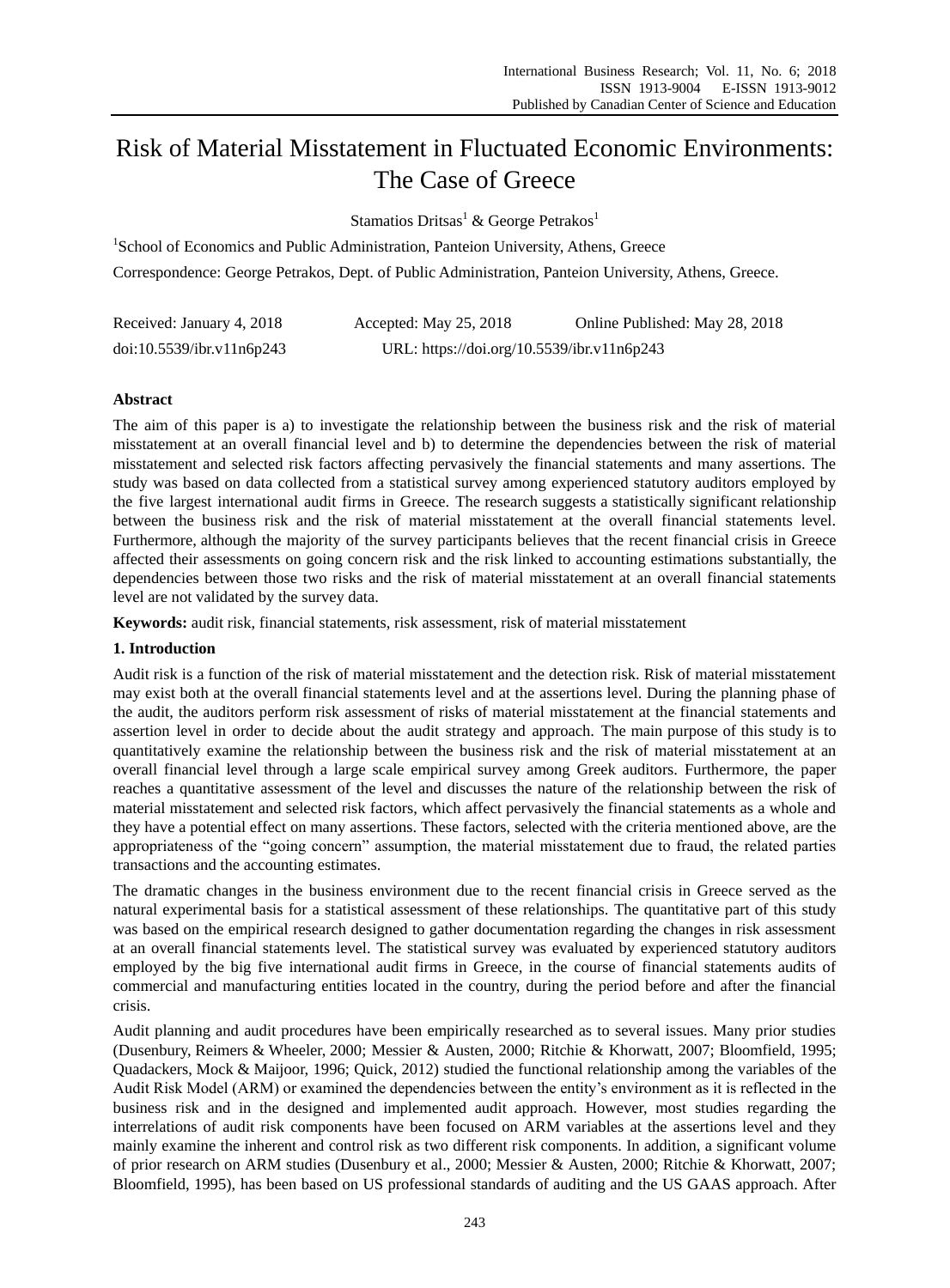# Risk of Material Misstatement in Fluctuated Economic Environments: The Case of Greece

Stamatios Dritsas[1] & George Petrakos[1]

[1]School of Economics and Public Administration, Panteion University, Athens, Greece

Correspondence: George Petrakos, Dept. of Public Administration, Panteion University, Athens, Greece.

Received: January 4, 2018 Accepted: May 25, 2018 Online Published: May 28, 2018

doi:10.5539/ibr.v11n6p243 URL: https://doi.org/10.5539/ibr.v11n6p243

## Abstract

The aim of this paper is a) to investigate the relationship between the business risk and the risk of material misstatement at an overall financial level and b) to determine the dependencies between the risk of material misstatement and selected risk factors affecting pervasively the financial statements and many assertions. The study was based on data collected from a statistical survey among experienced statutory auditors employed by the five largest international audit firms in Greece. The research suggests a statistically significant relationship between the business risk and the risk of material misstatement at the overall financial statements level. Furthermore, although the majority of the survey participants believes that the recent financial crisis in Greece affected their assessments on going concern risk and the risk linked to accounting estimations substantially, the dependencies between those two risks and the risk of material misstatement at an overall financial statements level are not validated by the survey data.

**Keywords:** audit risk, financial statements, risk assessment, risk of material misstatement

## 1. Introduction

Audit risk is a function of the risk of material misstatement and the detection risk. Risk of material misstatement may exist both at the overall financial statements level and at the assertions level. During the planning phase of the audit, the auditors perform risk assessment of risks of material misstatement at the financial statements and assertion level in order to decide about the audit strategy and approach. The main purpose of this study is to quantitatively examine the relationship between the business risk and the risk of material misstatement at an overall financial level through a large scale empirical survey among Greek auditors. Furthermore, the paper reaches a quantitative assessment of the level and discusses the nature of the relationship between the risk of material misstatement and selected risk factors, which affect pervasively the financial statements as a whole and they have a potential effect on many assertions. These factors, selected with the criteria mentioned above, are the appropriateness of the "going concern" assumption, the material misstatement due to fraud, the related parties transactions and the accounting estimates.

The dramatic changes in the business environment due to the recent financial crisis in Greece served as the natural experimental basis for a statistical assessment of these relationships. The quantitative part of this study was based on the empirical research designed to gather documentation regarding the changes in risk assessment at an overall financial statements level. The statistical survey was evaluated by experienced statutory auditors employed by the big five international audit firms in Greece, in the course of financial statements audits of commercial and manufacturing entities located in the country, during the period before and after the financial crisis.

Audit planning and audit procedures have been empirically researched as to several issues. Many prior studies (Dusenbury, Reimers & Wheeler, 2000; Messier & Austen, 2000; Ritchie & Khorwatt, 2007; Bloomfield, 1995; Quadackers, Mock & Maijoor, 1996; Quick, 2012) studied the functional relationship among the variables of the Audit Risk Model (ARM) or examined the dependencies between the entity's environment as it is reflected in the business risk and in the designed and implemented audit approach. However, most studies regarding the interrelations of audit risk components have been focused on ARM variables at the assertions level and they mainly examine the inherent and control risk as two different risk components. In addition, a significant volume of prior research on ARM studies (Dusenbury et al., 2000; Messier & Austen, 2000; Ritchie & Khorwatt, 2007; Bloomfield, 1995), has been based on US professional standards of auditing and the US GAAS approach. After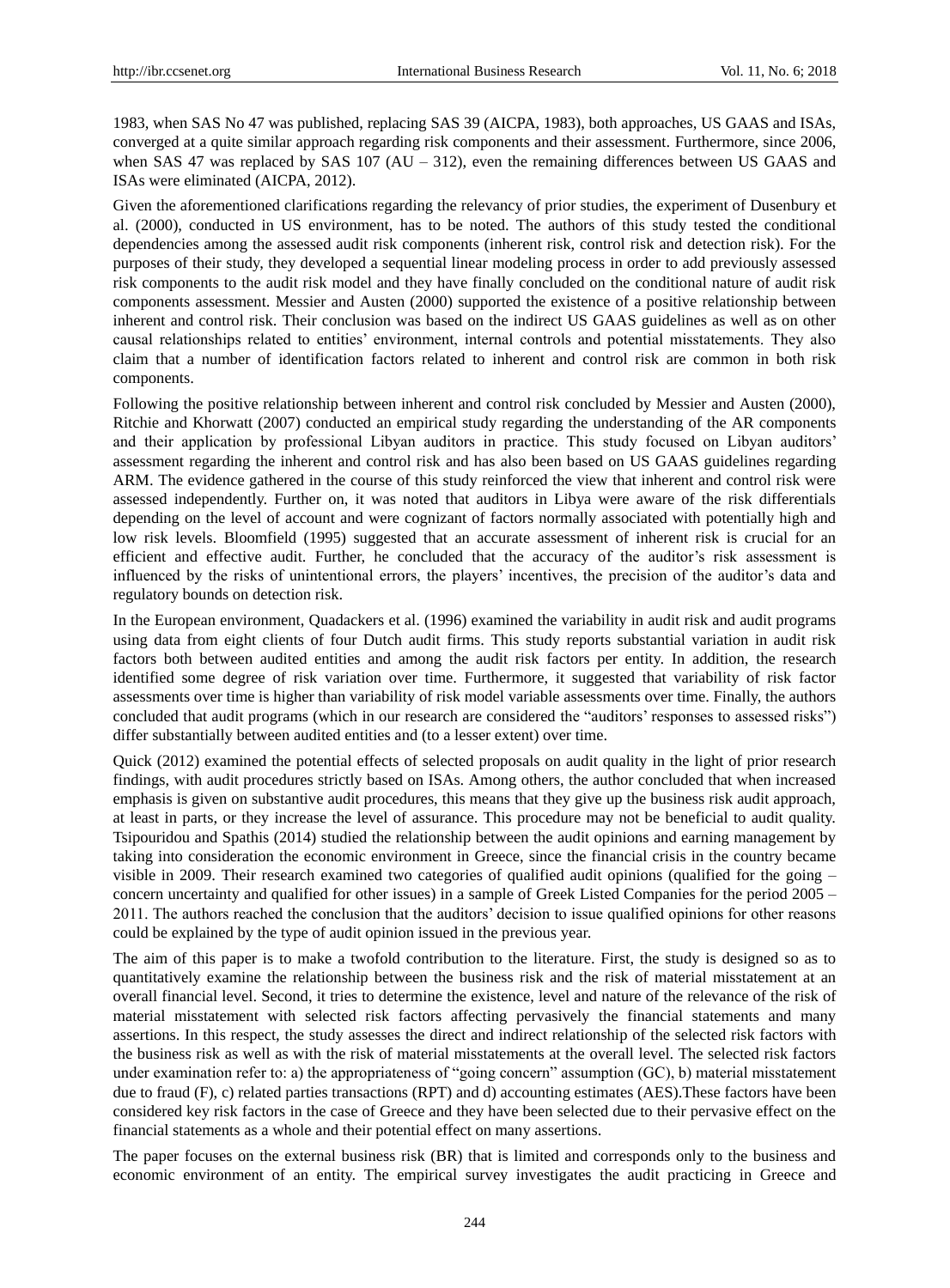1983, when SAS No 47 was published, replacing SAS 39 (AICPA, 1983), both approaches, US GAAS and ISAs, converged at a quite similar approach regarding risk components and their assessment. Furthermore, since 2006, when SAS 47 was replaced by SAS 107 (AU – 312), even the remaining differences between US GAAS and ISAs were eliminated (AICPA, 2012).

Given the aforementioned clarifications regarding the relevancy of prior studies, the experiment of Dusenbury et al. (2000), conducted in US environment, has to be noted. The authors of this study tested the conditional dependencies among the assessed audit risk components (inherent risk, control risk and detection risk). For the purposes of their study, they developed a sequential linear modeling process in order to add previously assessed risk components to the audit risk model and they have finally concluded on the conditional nature of audit risk components assessment. Messier and Austen (2000) supported the existence of a positive relationship between inherent and control risk. Their conclusion was based on the indirect US GAAS guidelines as well as on other causal relationships related to entities' environment, internal controls and potential misstatements. They also claim that a number of identification factors related to inherent and control risk are common in both risk components.

Following the positive relationship between inherent and control risk concluded by Messier and Austen (2000), Ritchie and Khorwatt (2007) conducted an empirical study regarding the understanding of the AR components and their application by professional Libyan auditors in practice. This study focused on Libyan auditors' assessment regarding the inherent and control risk and has also been based on US GAAS guidelines regarding ARM. The evidence gathered in the course of this study reinforced the view that inherent and control risk were assessed independently. Further on, it was noted that auditors in Libya were aware of the risk differentials depending on the level of account and were cognizant of factors normally associated with potentially high and low risk levels. Bloomfield (1995) suggested that an accurate assessment of inherent risk is crucial for an efficient and effective audit. Further, he concluded that the accuracy of the auditor's risk assessment is influenced by the risks of unintentional errors, the players' incentives, the precision of the auditor's data and regulatory bounds on detection risk.

In the European environment, Quadackers et al. (1996) examined the variability in audit risk and audit programs using data from eight clients of four Dutch audit firms. This study reports substantial variation in audit risk factors both between audited entities and among the audit risk factors per entity. In addition, the research identified some degree of risk variation over time. Furthermore, it suggested that variability of risk factor assessments over time is higher than variability of risk model variable assessments over time. Finally, the authors concluded that audit programs (which in our research are considered the "auditors' responses to assessed risks") differ substantially between audited entities and (to a lesser extent) over time.

Quick (2012) examined the potential effects of selected proposals on audit quality in the light of prior research findings, with audit procedures strictly based on ISAs. Among others, the author concluded that when increased emphasis is given on substantive audit procedures, this means that they give up the business risk audit approach, at least in parts, or they increase the level of assurance. This procedure may not be beneficial to audit quality. Tsipouridou and Spathis (2014) studied the relationship between the audit opinions and earning management by taking into consideration the economic environment in Greece, since the financial crisis in the country became visible in 2009. Their research examined two categories of qualified audit opinions (qualified for the going – concern uncertainty and qualified for other issues) in a sample of Greek Listed Companies for the period 2005 – 2011. The authors reached the conclusion that the auditors' decision to issue qualified opinions for other reasons could be explained by the type of audit opinion issued in the previous year.

The aim of this paper is to make a twofold contribution to the literature. First, the study is designed so as to quantitatively examine the relationship between the business risk and the risk of material misstatement at an overall financial level. Second, it tries to determine the existence, level and nature of the relevance of the risk of material misstatement with selected risk factors affecting pervasively the financial statements and many assertions. In this respect, the study assesses the direct and indirect relationship of the selected risk factors with the business risk as well as with the risk of material misstatements at the overall level. The selected risk factors under examination refer to: a) the appropriateness of "going concern" assumption (GC), b) material misstatement due to fraud (F), c) related parties transactions (RPT) and d) accounting estimates (AES).These factors have been considered key risk factors in the case of Greece and they have been selected due to their pervasive effect on the financial statements as a whole and their potential effect on many assertions.

The paper focuses on the external business risk (BR) that is limited and corresponds only to the business and economic environment of an entity. The empirical survey investigates the audit practicing in Greece and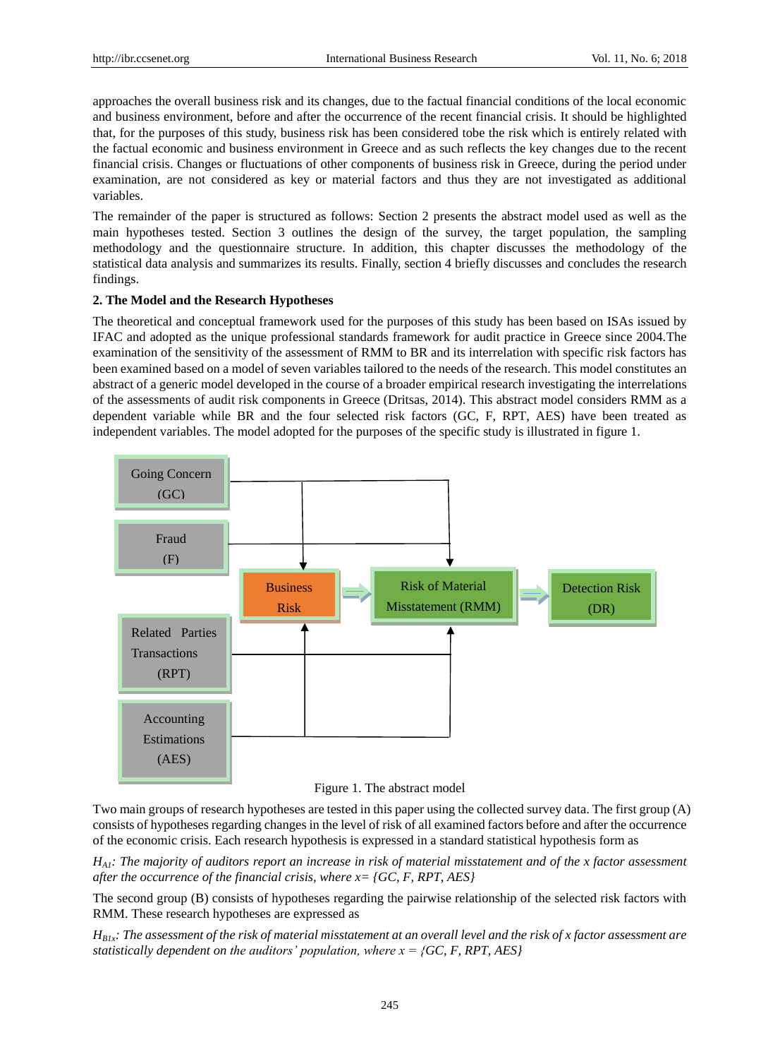approaches the overall business risk and its changes, due to the factual financial conditions of the local economic and business environment, before and after the occurrence of the recent financial crisis. It should be highlighted that, for the purposes of this study, business risk has been considered tobe the risk which is entirely related with the factual economic and business environment in Greece and as such reflects the key changes due to the recent financial crisis. Changes or fluctuations of other components of business risk in Greece, during the period under examination, are not considered as key or material factors and thus they are not investigated as additional variables.

The remainder of the paper is structured as follows: Section 2 presents the abstract model used as well as the main hypotheses tested. Section 3 outlines the design of the survey, the target population, the sampling methodology and the questionnaire structure. In addition, this chapter discusses the methodology of the statistical data analysis and summarizes its results. Finally, section 4 briefly discusses and concludes the research findings.

## 2. The Model and the Research Hypotheses

The theoretical and conceptual framework used for the purposes of this study has been based on ISAs issued by IFAC and adopted as the unique professional standards framework for audit practice in Greece since 2004.The examination of the sensitivity of the assessment of RMM to BR and its interrelation with specific risk factors has been examined based on a model of seven variables tailored to the needs of the research. This model constitutes an abstract of a generic model developed in the course of a broader empirical research investigating the interrelations of the assessments of audit risk components in Greece (Dritsas, 2014). This abstract model considers RMM as a dependent variable while BR and the four selected risk factors (GC, F, RPT, AES) have been treated as independent variables. The model adopted for the purposes of the specific study is illustrated in figure 1.

Going Concern (GC)

Fraud (F)

Business Risk

Risk of Material Misstatement (RMM)

Detection Risk (DR)

Related Parties Transactions (RPT)

Accounting Estimations (AES)

Figure 1. The abstract model

Two main groups of research hypotheses are tested in this paper using the collected survey data. The first group (A) consists of hypotheses regarding changes in the level of risk of all examined factors before and after the occurrence of the economic crisis. Each research hypothesis is expressed in a standard statistical hypothesis form as

*$H_{A1}$: The majority of auditors report an increase in risk of material misstatement and of the x factor assessment after the occurrence of the financial crisis, where x= {GC, F, RPT, AES}*

The second group (B) consists of hypotheses regarding the pairwise relationship of the selected risk factors with RMM. These research hypotheses are expressed as

*$H_{B1x}$: The assessment of the risk of material misstatement at an overall level and the risk of x factor assessment are statistically dependent on the auditors' population, where x = {GC, F, RPT, AES}*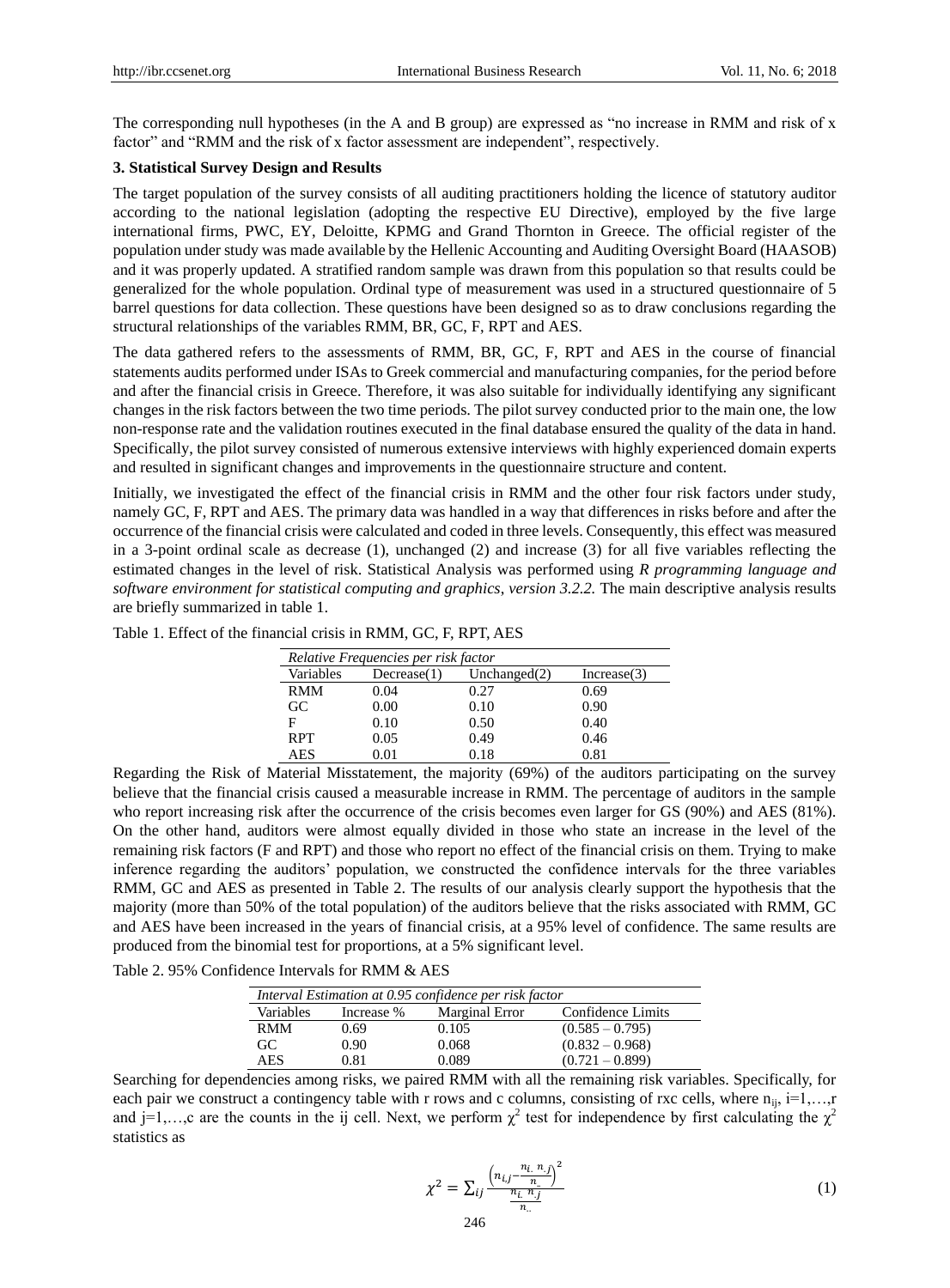The corresponding null hypotheses (in the A and B group) are expressed as "no increase in RMM and risk of x factor" and "RMM and the risk of x factor assessment are independent", respectively.

### 3. Statistical Survey Design and Results

The target population of the survey consists of all auditing practitioners holding the licence of statutory auditor according to the national legislation (adopting the respective EU Directive), employed by the five large international firms, PWC, EY, Deloitte, KPMG and Grand Thornton in Greece. The official register of the population under study was made available by the Hellenic Accounting and Auditing Oversight Board (HAASOB) and it was properly updated. A stratified random sample was drawn from this population so that results could be generalized for the whole population. Ordinal type of measurement was used in a structured questionnaire of 5 barrel questions for data collection. These questions have been designed so as to draw conclusions regarding the structural relationships of the variables RMM, BR, GC, F, RPT and AES.

The data gathered refers to the assessments of RMM, BR, GC, F, RPT and AES in the course of financial statements audits performed under ISAs to Greek commercial and manufacturing companies, for the period before and after the financial crisis in Greece. Therefore, it was also suitable for individually identifying any significant changes in the risk factors between the two time periods. The pilot survey conducted prior to the main one, the low non-response rate and the validation routines executed in the final database ensured the quality of the data in hand. Specifically, the pilot survey consisted of numerous extensive interviews with highly experienced domain experts and resulted in significant changes and improvements in the questionnaire structure and content.

Initially, we investigated the effect of the financial crisis in RMM and the other four risk factors under study, namely GC, F, RPT and AES. The primary data was handled in a way that differences in risks before and after the occurrence of the financial crisis were calculated and coded in three levels. Consequently, this effect was measured in a 3-point ordinal scale as decrease (1), unchanged (2) and increase (3) for all five variables reflecting the estimated changes in the level of risk. Statistical Analysis was performed using *R programming language and software environment for statistical computing and graphics*, *version 3.2.2.* The main descriptive analysis results are briefly summarized in table 1.

Table 1. Effect of the financial crisis in RMM, GC, F, RPT, AES

| *Relative Frequencies per risk factor* | | | |
|---|---|---|---|
| Variables | Decrease(1) | Unchanged(2) | Increase(3) |
| RMM | 0.04 | 0.27 | 0.69 |
| GC | 0.00 | 0.10 | 0.90 |
| F | 0.10 | 0.50 | 0.40 |
| RPT | 0.05 | 0.49 | 0.46 |
| AES | 0.01 | 0.18 | 0.81 |

Regarding the Risk of Material Misstatement, the majority (69%) of the auditors participating on the survey believe that the financial crisis caused a measurable increase in RMM. The percentage of auditors in the sample who report increasing risk after the occurrence of the crisis becomes even larger for GS (90%) and AES (81%). On the other hand, auditors were almost equally divided in those who state an increase in the level of the remaining risk factors (F and RPT) and those who report no effect of the financial crisis on them. Trying to make inference regarding the auditors' population, we constructed the confidence intervals for the three variables RMM, GC and AES as presented in Table 2. The results of our analysis clearly support the hypothesis that the majority (more than 50% of the total population) of the auditors believe that the risks associated with RMM, GC and AES have been increased in the years of financial crisis, at a 95% level of confidence. The same results are produced from the binomial test for proportions, at a 5% significant level.

Table 2. 95% Confidence Intervals for RMM & AES

| *Interval Estimation at 0.95 confidence per risk factor* | | | |
|---|---|---|---|
| Variables | Increase % | Marginal Error | Confidence Limits |
| RMM | 0.69 | 0.105 | (0.585 – 0.795) |
| GC | 0.90 | 0.068 | (0.832 – 0.968) |
| AES | 0.81 | 0.089 | (0.721 – 0.899) |

Searching for dependencies among risks, we paired RMM with all the remaining risk variables. Specifically, for each pair we construct a contingency table with r rows and c columns, consisting of rxc cells, where $n_{ij}$, $i=1,\ldots,r$ and $j=1,\ldots,c$ are the counts in the ij cell. Next, we perform $\chi^2$ test for independence by first calculating the $\chi^2$ statistics as

$$\chi^2 = \sum_{ij} \frac{\left(n_{i,j} - \frac{n_{i.}\, n_{.j}}{n_{..}}\right)^2}{\frac{n_{i.}\, n_{.j}}{n_{..}}} \quad (1)$$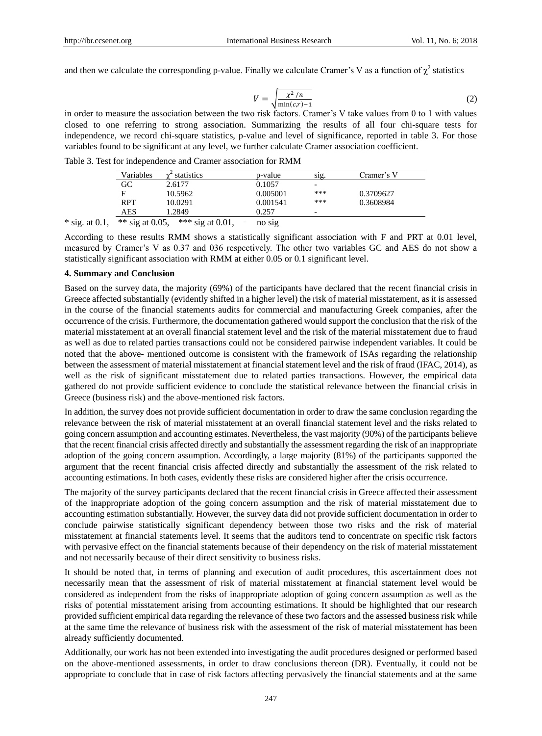and then we calculate the corresponding p-value. Finally we calculate Cramer's V as a function of $\chi^2$ statistics

$$V = \sqrt{\frac{\chi^2/n}{\min(c,r)-1}} \tag{2}$$

in order to measure the association between the two risk factors. Cramer's V take values from 0 to 1 with values closed to one referring to strong association. Summarizing the results of all four chi-square tests for independence, we record chi-square statistics, p-value and level of significance, reported in table 3. For those variables found to be significant at any level, we further calculate Cramer association coefficient.

Table 3. Test for independence and Cramer association for RMM

| Variables | $\chi^2$ statistics | p-value | sig. | Cramer's V |
|---|---|---|---|---|
| GC | 2.6177 | 0.1057 | - | |
| F | 10.5962 | 0.005001 | *** | 0.3709627 |
| RPT | 10.0291 | 0.001541 | *** | 0.3608984 |
| AES | 1.2849 | 0.257 | - | |

* sig. at 0.1, ** sig at 0.05, *** sig at 0.01, - no sig

According to these results RMM shows a statistically significant association with F and PRT at 0.01 level, measured by Cramer's V as 0.37 and 036 respectively. The other two variables GC and AES do not show a statistically significant association with RMM at either 0.05 or 0.1 significant level.

**4. Summary and Conclusion**

Based on the survey data, the majority (69%) of the participants have declared that the recent financial crisis in Greece affected substantially (evidently shifted in a higher level) the risk of material misstatement, as it is assessed in the course of the financial statements audits for commercial and manufacturing Greek companies, after the occurrence of the crisis. Furthermore, the documentation gathered would support the conclusion that the risk of the material misstatement at an overall financial statement level and the risk of the material misstatement due to fraud as well as due to related parties transactions could not be considered pairwise independent variables. It could be noted that the above- mentioned outcome is consistent with the framework of ISAs regarding the relationship between the assessment of material misstatement at financial statement level and the risk of fraud (IFAC, 2014), as well as the risk of significant misstatement due to related parties transactions. However, the empirical data gathered do not provide sufficient evidence to conclude the statistical relevance between the financial crisis in Greece (business risk) and the above-mentioned risk factors.

In addition, the survey does not provide sufficient documentation in order to draw the same conclusion regarding the relevance between the risk of material misstatement at an overall financial statement level and the risks related to going concern assumption and accounting estimates. Nevertheless, the vast majority (90%) of the participants believe that the recent financial crisis affected directly and substantially the assessment regarding the risk of an inappropriate adoption of the going concern assumption. Accordingly, a large majority (81%) of the participants supported the argument that the recent financial crisis affected directly and substantially the assessment of the risk related to accounting estimations. In both cases, evidently these risks are considered higher after the crisis occurrence.

The majority of the survey participants declared that the recent financial crisis in Greece affected their assessment of the inappropriate adoption of the going concern assumption and the risk of material misstatement due to accounting estimation substantially. However, the survey data did not provide sufficient documentation in order to conclude pairwise statistically significant dependency between those two risks and the risk of material misstatement at financial statements level. It seems that the auditors tend to concentrate on specific risk factors with pervasive effect on the financial statements because of their dependency on the risk of material misstatement and not necessarily because of their direct sensitivity to business risks.

It should be noted that, in terms of planning and execution of audit procedures, this ascertainment does not necessarily mean that the assessment of risk of material misstatement at financial statement level would be considered as independent from the risks of inappropriate adoption of going concern assumption as well as the risks of potential misstatement arising from accounting estimations. It should be highlighted that our research provided sufficient empirical data regarding the relevance of these two factors and the assessed business risk while at the same time the relevance of business risk with the assessment of the risk of material misstatement has been already sufficiently documented.

Additionally, our work has not been extended into investigating the audit procedures designed or performed based on the above-mentioned assessments, in order to draw conclusions thereon (DR). Eventually, it could not be appropriate to conclude that in case of risk factors affecting pervasively the financial statements and at the same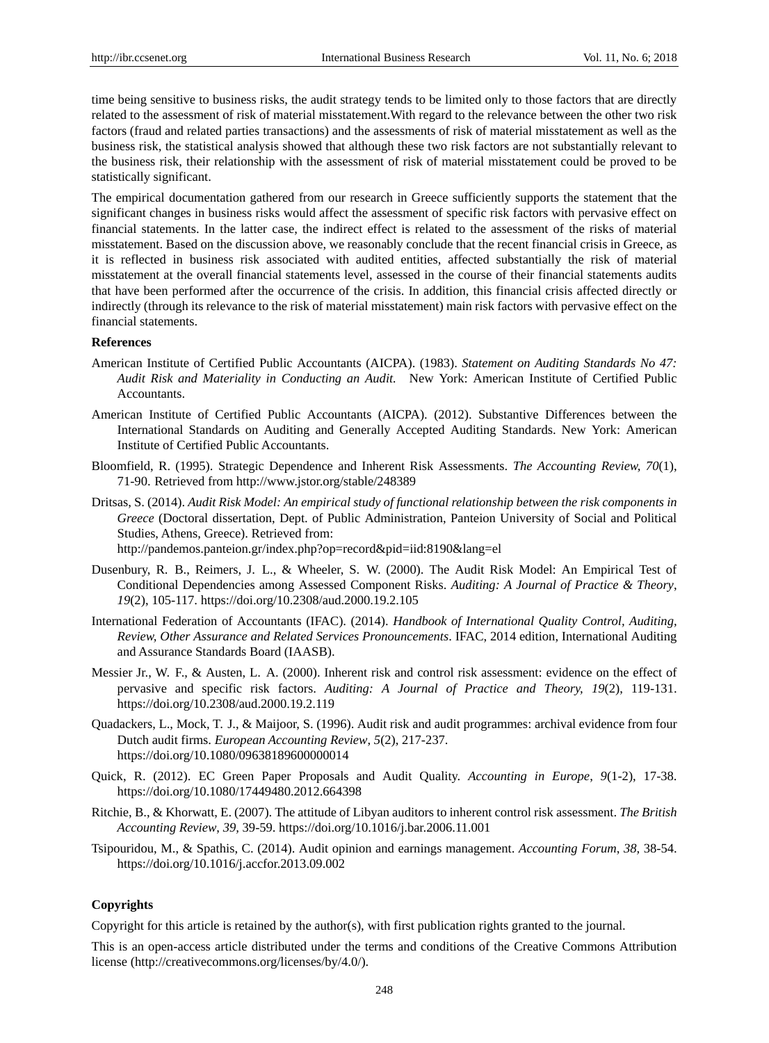time being sensitive to business risks, the audit strategy tends to be limited only to those factors that are directly related to the assessment of risk of material misstatement.With regard to the relevance between the other two risk factors (fraud and related parties transactions) and the assessments of risk of material misstatement as well as the business risk, the statistical analysis showed that although these two risk factors are not substantially relevant to the business risk, their relationship with the assessment of risk of material misstatement could be proved to be statistically significant.

The empirical documentation gathered from our research in Greece sufficiently supports the statement that the significant changes in business risks would affect the assessment of specific risk factors with pervasive effect on financial statements. In the latter case, the indirect effect is related to the assessment of the risks of material misstatement. Based on the discussion above, we reasonably conclude that the recent financial crisis in Greece, as it is reflected in business risk associated with audited entities, affected substantially the risk of material misstatement at the overall financial statements level, assessed in the course of their financial statements audits that have been performed after the occurrence of the crisis. In addition, this financial crisis affected directly or indirectly (through its relevance to the risk of material misstatement) main risk factors with pervasive effect on the financial statements.

**References**

American Institute of Certified Public Accountants (AICPA). (1983). *Statement on Auditing Standards No 47: Audit Risk and Materiality in Conducting an Audit.* New York: American Institute of Certified Public Accountants.

American Institute of Certified Public Accountants (AICPA). (2012). Substantive Differences between the International Standards on Auditing and Generally Accepted Auditing Standards. New York: American Institute of Certified Public Accountants.

Bloomfield, R. (1995). Strategic Dependence and Inherent Risk Assessments. *The Accounting Review, 70*(1), 71-90. Retrieved from http://www.jstor.org/stable/248389

Dritsas, S. (2014). *Audit Risk Model: An empirical study of functional relationship between the risk components in Greece* (Doctoral dissertation, Dept. of Public Administration, Panteion University of Social and Political Studies, Athens, Greece). Retrieved from: http://pandemos.panteion.gr/index.php?op=record&pid=iid:8190&lang=el

Dusenbury, R. B., Reimers, J. L., & Wheeler, S. W. (2000). The Audit Risk Model: An Empirical Test of Conditional Dependencies among Assessed Component Risks. *Auditing: A Journal of Practice & Theory*, *19*(2), 105-117. https://doi.org/10.2308/aud.2000.19.2.105

International Federation of Accountants (IFAC). (2014). *Handbook of International Quality Control, Auditing, Review, Other Assurance and Related Services Pronouncements*. IFAC, 2014 edition, International Auditing and Assurance Standards Board (IAASB).

Messier Jr., W. F., & Austen, L. A. (2000). Inherent risk and control risk assessment: evidence on the effect of pervasive and specific risk factors. *Auditing: A Journal of Practice and Theory, 19*(2), 119-131. https://doi.org/10.2308/aud.2000.19.2.119

Quadackers, L., Mock, T. J., & Maijoor, S. (1996). Audit risk and audit programmes: archival evidence from four Dutch audit firms. *European Accounting Review, 5*(2), 217-237. https://doi.org/10.1080/09638189600000014

Quick, R. (2012). EC Green Paper Proposals and Audit Quality. *Accounting in Europe*, *9*(1-2), 17-38. https://doi.org/10.1080/17449480.2012.664398

Ritchie, B., & Khorwatt, E. (2007). The attitude of Libyan auditors to inherent control risk assessment. *The British Accounting Review*, *39*, 39-59. https://doi.org/10.1016/j.bar.2006.11.001

Tsipouridou, M., & Spathis, C. (2014). Audit opinion and earnings management. *Accounting Forum*, *38,* 38-54. https://doi.org/10.1016/j.accfor.2013.09.002

**Copyrights**

Copyright for this article is retained by the author(s), with first publication rights granted to the journal.

This is an open-access article distributed under the terms and conditions of the Creative Commons Attribution license (http://creativecommons.org/licenses/by/4.0/).